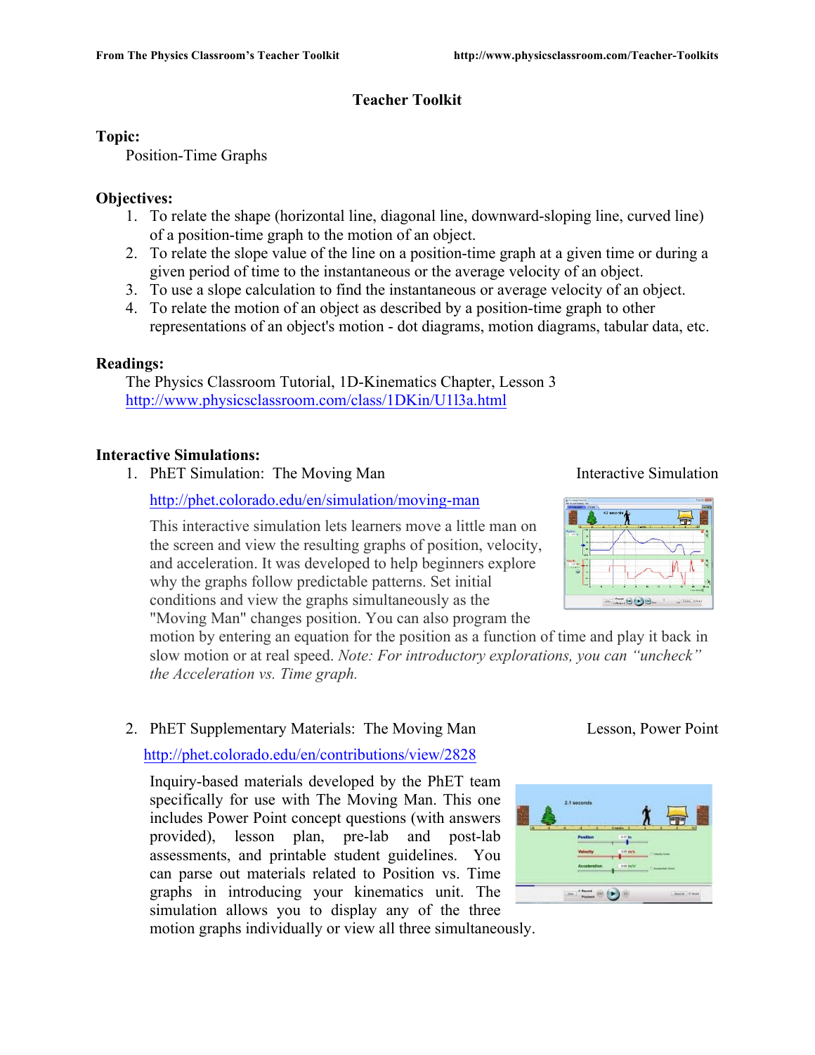# Teacher Toolkit

**Topic:**

Position-Time Graphs

**Objectives:**

1. To relate the shape (horizontal line, diagonal line, downward-sloping line, curved line) of a position-time graph to the motion of an object.
2. To relate the slope value of the line on a position-time graph at a given time or during a given period of time to the instantaneous or the average velocity of an object.
3. To use a slope calculation to find the instantaneous or average velocity of an object.
4. To relate the motion of an object as described by a position-time graph to other representations of an object's motion - dot diagrams, motion diagrams, tabular data, etc.

**Readings:**

The Physics Classroom Tutorial, 1D-Kinematics Chapter, Lesson 3
http://www.physicsclassroom.com/class/1DKin/U1l3a.html

**Interactive Simulations:**

1. PhET Simulation: The Moving Man — Interactive Simulation

   http://phet.colorado.edu/en/simulation/moving-man

   This interactive simulation lets learners move a little man on the screen and view the resulting graphs of position, velocity, and acceleration. It was developed to help beginners explore why the graphs follow predictable patterns. Set initial conditions and view the graphs simultaneously as the "Moving Man" changes position. You can also program the motion by entering an equation for the position as a function of time and play it back in slow motion or at real speed. *Note: For introductory explorations, you can "uncheck" the Acceleration vs. Time graph.*

2. PhET Supplementary Materials: The Moving Man — Lesson, Power Point

   http://phet.colorado.edu/en/contributions/view/2828

   Inquiry-based materials developed by the PhET team specifically for use with The Moving Man. This one includes Power Point concept questions (with answers provided), lesson plan, pre-lab and post-lab assessments, and printable student guidelines. You can parse out materials related to Position vs. Time graphs in introducing your kinematics unit. The simulation allows you to display any of the three motion graphs individually or view all three simultaneously.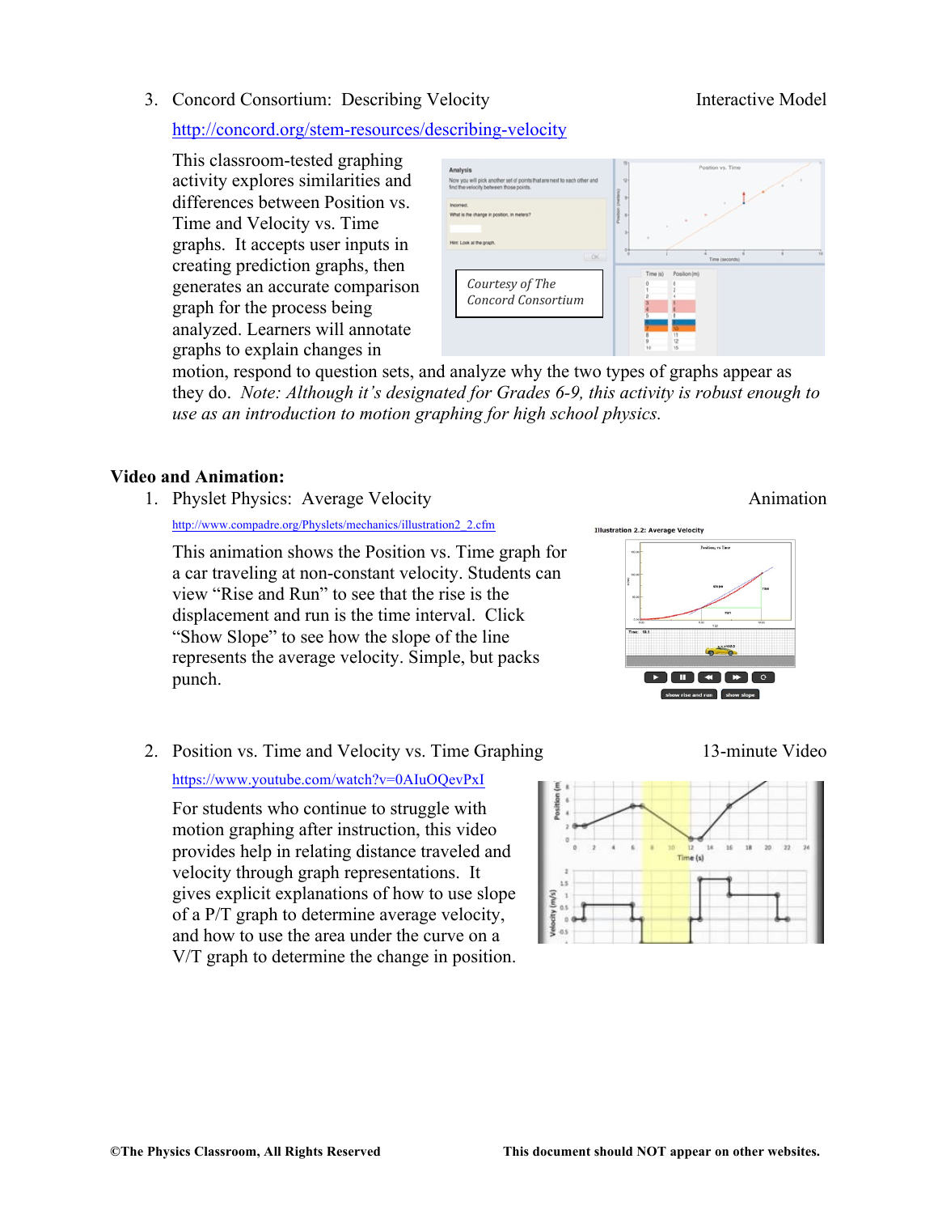3. Concord Consortium: Describing Velocity — Interactive Model

   http://concord.org/stem-resources/describing-velocity

   This classroom-tested graphing activity explores similarities and differences between Position vs. Time and Velocity vs. Time graphs. It accepts user inputs in creating prediction graphs, then generates an accurate comparison graph for the process being analyzed. Learners will annotate graphs to explain changes in motion, respond to question sets, and analyze why the two types of graphs appear as they do. *Note: Although it's designated for Grades 6-9, this activity is robust enough to use as an introduction to motion graphing for high school physics.*

   *Courtesy of The Concord Consortium*

**Video and Animation:**

1. Physlet Physics: Average Velocity — Animation

   http://www.compadre.org/Physlets/mechanics/illustration2_2.cfm

   This animation shows the Position vs. Time graph for a car traveling at non-constant velocity. Students can view "Rise and Run" to see that the rise is the displacement and run is the time interval. Click "Show Slope" to see how the slope of the line represents the average velocity. Simple, but packs punch.

2. Position vs. Time and Velocity vs. Time Graphing — 13-minute Video

   https://www.youtube.com/watch?v=0AIuOQevPxI

   For students who continue to struggle with motion graphing after instruction, this video provides help in relating distance traveled and velocity through graph representations. It gives explicit explanations of how to use slope of a P/T graph to determine average velocity, and how to use the area under the curve on a V/T graph to determine the change in position.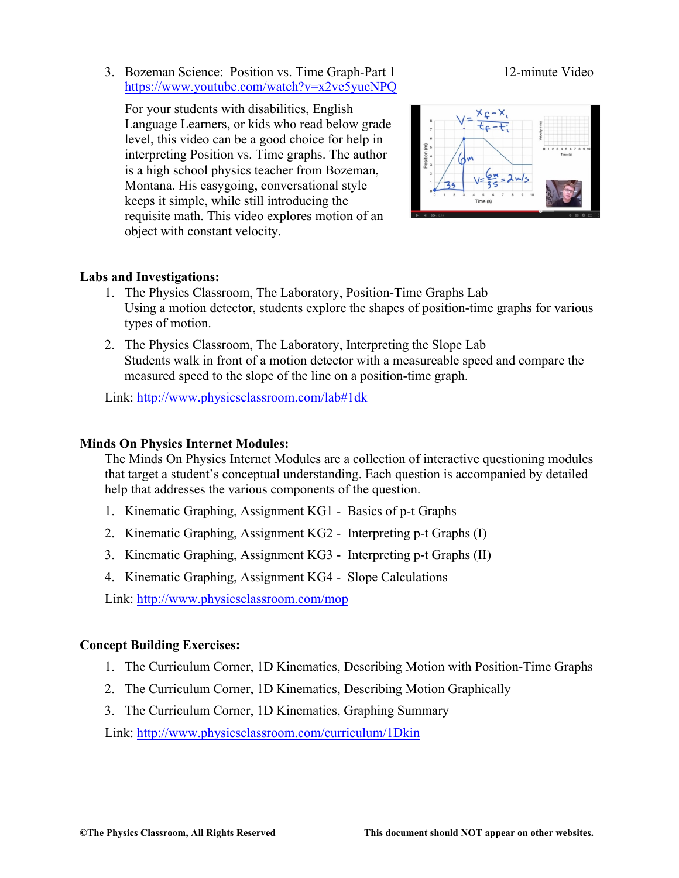3. Bozeman Science: Position vs. Time Graph-Part 1 — 12-minute Video
   https://www.youtube.com/watch?v=x2ve5yucNPQ

   For your students with disabilities, English Language Learners, or kids who read below grade level, this video can be a good choice for help in interpreting Position vs. Time graphs. The author is a high school physics teacher from Bozeman, Montana. His easygoing, conversational style keeps it simple, while still introducing the requisite math. This video explores motion of an object with constant velocity.

**Labs and Investigations:**

1. The Physics Classroom, The Laboratory, Position-Time Graphs Lab
   Using a motion detector, students explore the shapes of position-time graphs for various types of motion.
2. The Physics Classroom, The Laboratory, Interpreting the Slope Lab
   Students walk in front of a motion detector with a measureable speed and compare the measured speed to the slope of the line on a position-time graph.

Link: http://www.physicsclassroom.com/lab#1dk

**Minds On Physics Internet Modules:**

The Minds On Physics Internet Modules are a collection of interactive questioning modules that target a student's conceptual understanding. Each question is accompanied by detailed help that addresses the various components of the question.

1. Kinematic Graphing, Assignment KG1 - Basics of p-t Graphs
2. Kinematic Graphing, Assignment KG2 - Interpreting p-t Graphs (I)
3. Kinematic Graphing, Assignment KG3 - Interpreting p-t Graphs (II)
4. Kinematic Graphing, Assignment KG4 - Slope Calculations

Link: http://www.physicsclassroom.com/mop

**Concept Building Exercises:**

1. The Curriculum Corner, 1D Kinematics, Describing Motion with Position-Time Graphs
2. The Curriculum Corner, 1D Kinematics, Describing Motion Graphically
3. The Curriculum Corner, 1D Kinematics, Graphing Summary

Link: http://www.physicsclassroom.com/curriculum/1Dkin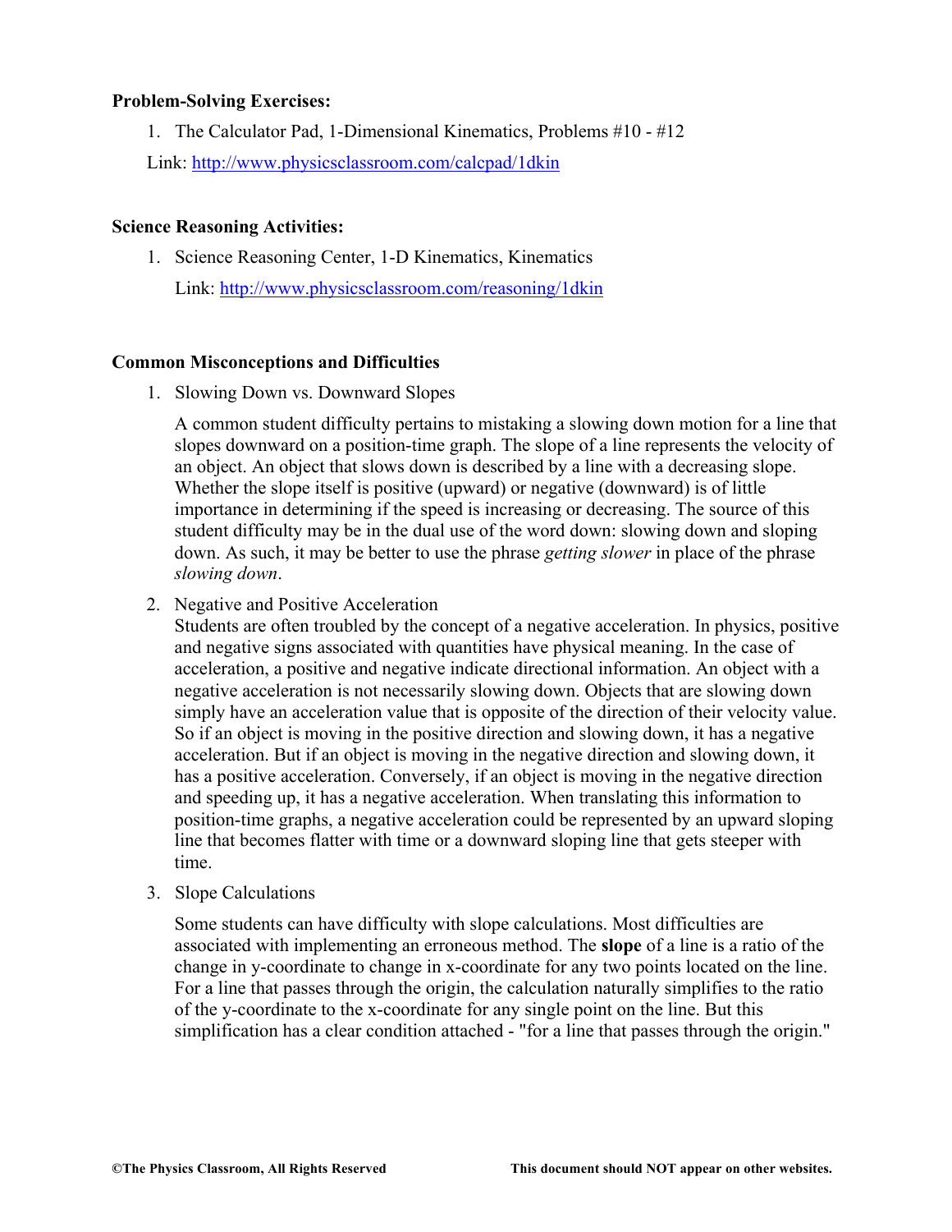**Problem-Solving Exercises:**

1. The Calculator Pad, 1-Dimensional Kinematics, Problems #10 - #12

Link: http://www.physicsclassroom.com/calcpad/1dkin

**Science Reasoning Activities:**

1. Science Reasoning Center, 1-D Kinematics, Kinematics

   Link: http://www.physicsclassroom.com/reasoning/1dkin

**Common Misconceptions and Difficulties**

1. Slowing Down vs. Downward Slopes

   A common student difficulty pertains to mistaking a slowing down motion for a line that slopes downward on a position-time graph. The slope of a line represents the velocity of an object. An object that slows down is described by a line with a decreasing slope. Whether the slope itself is positive (upward) or negative (downward) is of little importance in determining if the speed is increasing or decreasing. The source of this student difficulty may be in the dual use of the word down: slowing down and sloping down. As such, it may be better to use the phrase *getting slower* in place of the phrase *slowing down*.

2. Negative and Positive Acceleration

   Students are often troubled by the concept of a negative acceleration. In physics, positive and negative signs associated with quantities have physical meaning. In the case of acceleration, a positive and negative indicate directional information. An object with a negative acceleration is not necessarily slowing down. Objects that are slowing down simply have an acceleration value that is opposite of the direction of their velocity value. So if an object is moving in the positive direction and slowing down, it has a negative acceleration. But if an object is moving in the negative direction and slowing down, it has a positive acceleration. Conversely, if an object is moving in the negative direction and speeding up, it has a negative acceleration. When translating this information to position-time graphs, a negative acceleration could be represented by an upward sloping line that becomes flatter with time or a downward sloping line that gets steeper with time.

3. Slope Calculations

   Some students can have difficulty with slope calculations. Most difficulties are associated with implementing an erroneous method. The **slope** of a line is a ratio of the change in y-coordinate to change in x-coordinate for any two points located on the line. For a line that passes through the origin, the calculation naturally simplifies to the ratio of the y-coordinate to the x-coordinate for any single point on the line. But this simplification has a clear condition attached - "for a line that passes through the origin."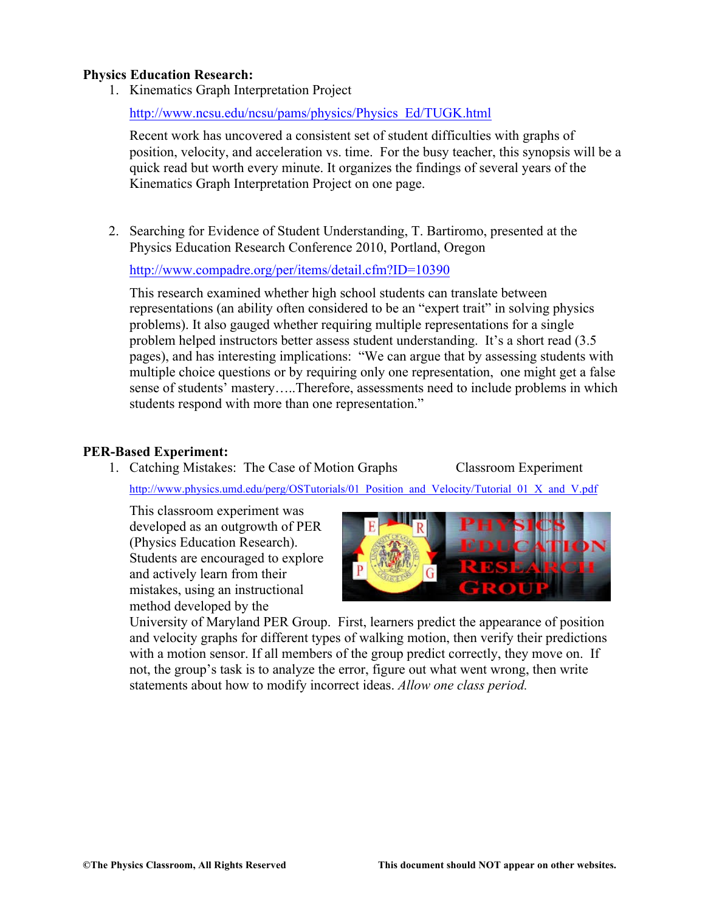**Physics Education Research:**

1. Kinematics Graph Interpretation Project

   http://www.ncsu.edu/ncsu/pams/physics/Physics_Ed/TUGK.html

   Recent work has uncovered a consistent set of student difficulties with graphs of position, velocity, and acceleration vs. time. For the busy teacher, this synopsis will be a quick read but worth every minute. It organizes the findings of several years of the Kinematics Graph Interpretation Project on one page.

2. Searching for Evidence of Student Understanding, T. Bartiromo, presented at the Physics Education Research Conference 2010, Portland, Oregon

   http://www.compadre.org/per/items/detail.cfm?ID=10390

   This research examined whether high school students can translate between representations (an ability often considered to be an "expert trait" in solving physics problems). It also gauged whether requiring multiple representations for a single problem helped instructors better assess student understanding. It's a short read (3.5 pages), and has interesting implications: "We can argue that by assessing students with multiple choice questions or by requiring only one representation, one might get a false sense of students' mastery…..Therefore, assessments need to include problems in which students respond with more than one representation."

**PER-Based Experiment:**

1. Catching Mistakes: The Case of Motion Graphs Classroom Experiment

   http://www.physics.umd.edu/perg/OSTutorials/01_Position_and_Velocity/Tutorial_01_X_and_V.pdf

   This classroom experiment was developed as an outgrowth of PER (Physics Education Research). Students are encouraged to explore and actively learn from their mistakes, using an instructional method developed by the University of Maryland PER Group. First, learners predict the appearance of position and velocity graphs for different types of walking motion, then verify their predictions with a motion sensor. If all members of the group predict correctly, they move on. If not, the group's task is to analyze the error, figure out what went wrong, then write statements about how to modify incorrect ideas. *Allow one class period.*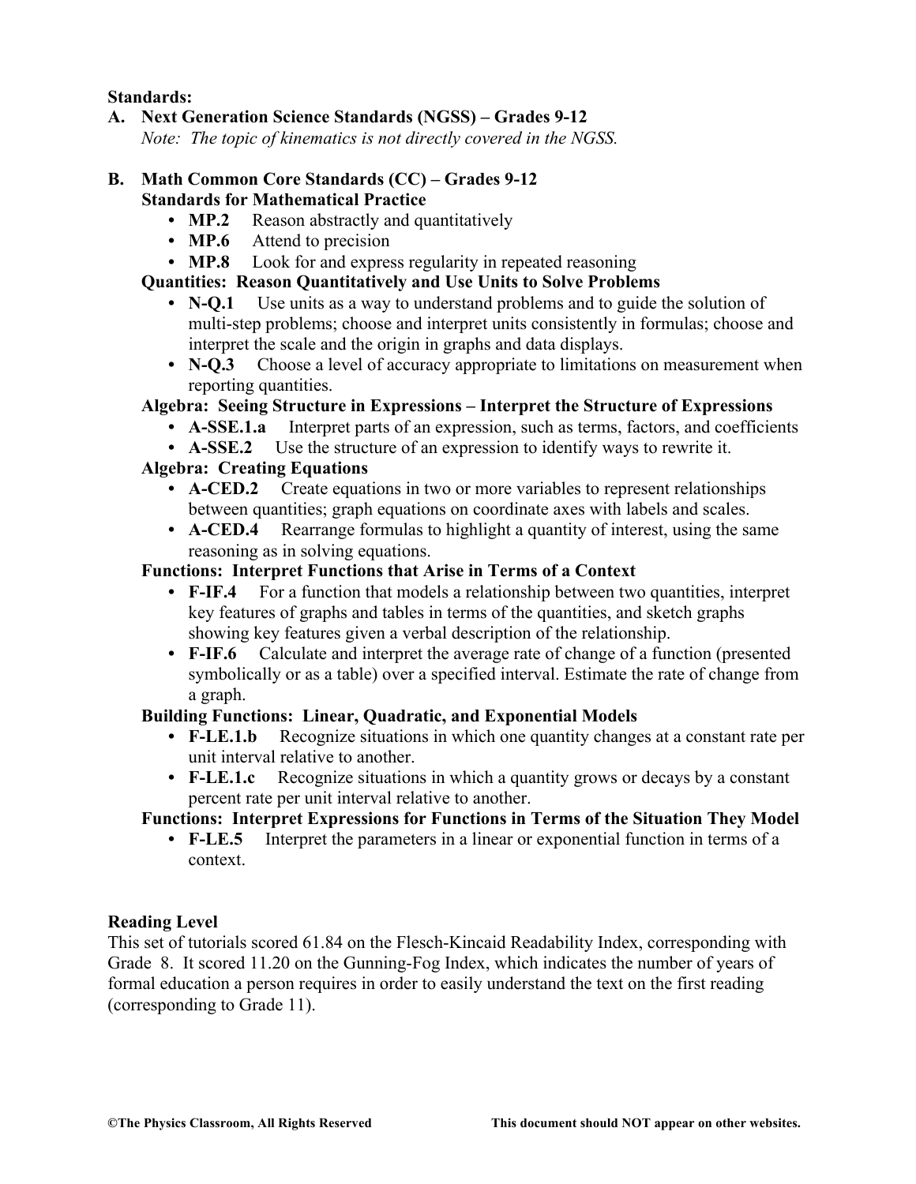**Standards:**

**A. Next Generation Science Standards (NGSS) – Grades 9-12**
*Note: The topic of kinematics is not directly covered in the NGSS.*

**B. Math Common Core Standards (CC) – Grades 9-12**
**Standards for Mathematical Practice**

- **MP.2** Reason abstractly and quantitatively
- **MP.6** Attend to precision
- **MP.8** Look for and express regularity in repeated reasoning

**Quantities: Reason Quantitatively and Use Units to Solve Problems**

- **N-Q.1** Use units as a way to understand problems and to guide the solution of multi-step problems; choose and interpret units consistently in formulas; choose and interpret the scale and the origin in graphs and data displays.
- **N-Q.3** Choose a level of accuracy appropriate to limitations on measurement when reporting quantities.

**Algebra: Seeing Structure in Expressions – Interpret the Structure of Expressions**

- **A-SSE.1.a** Interpret parts of an expression, such as terms, factors, and coefficients
- **A-SSE.2** Use the structure of an expression to identify ways to rewrite it.

**Algebra: Creating Equations**

- **A-CED.2** Create equations in two or more variables to represent relationships between quantities; graph equations on coordinate axes with labels and scales.
- **A-CED.4** Rearrange formulas to highlight a quantity of interest, using the same reasoning as in solving equations.

**Functions: Interpret Functions that Arise in Terms of a Context**

- **F-IF.4** For a function that models a relationship between two quantities, interpret key features of graphs and tables in terms of the quantities, and sketch graphs showing key features given a verbal description of the relationship.
- **F-IF.6** Calculate and interpret the average rate of change of a function (presented symbolically or as a table) over a specified interval. Estimate the rate of change from a graph.

**Building Functions: Linear, Quadratic, and Exponential Models**

- **F-LE.1.b** Recognize situations in which one quantity changes at a constant rate per unit interval relative to another.
- **F-LE.1.c** Recognize situations in which a quantity grows or decays by a constant percent rate per unit interval relative to another.

**Functions: Interpret Expressions for Functions in Terms of the Situation They Model**

- **F-LE.5** Interpret the parameters in a linear or exponential function in terms of a context.

**Reading Level**

This set of tutorials scored 61.84 on the Flesch-Kincaid Readability Index, corresponding with Grade 8. It scored 11.20 on the Gunning-Fog Index, which indicates the number of years of formal education a person requires in order to easily understand the text on the first reading (corresponding to Grade 11).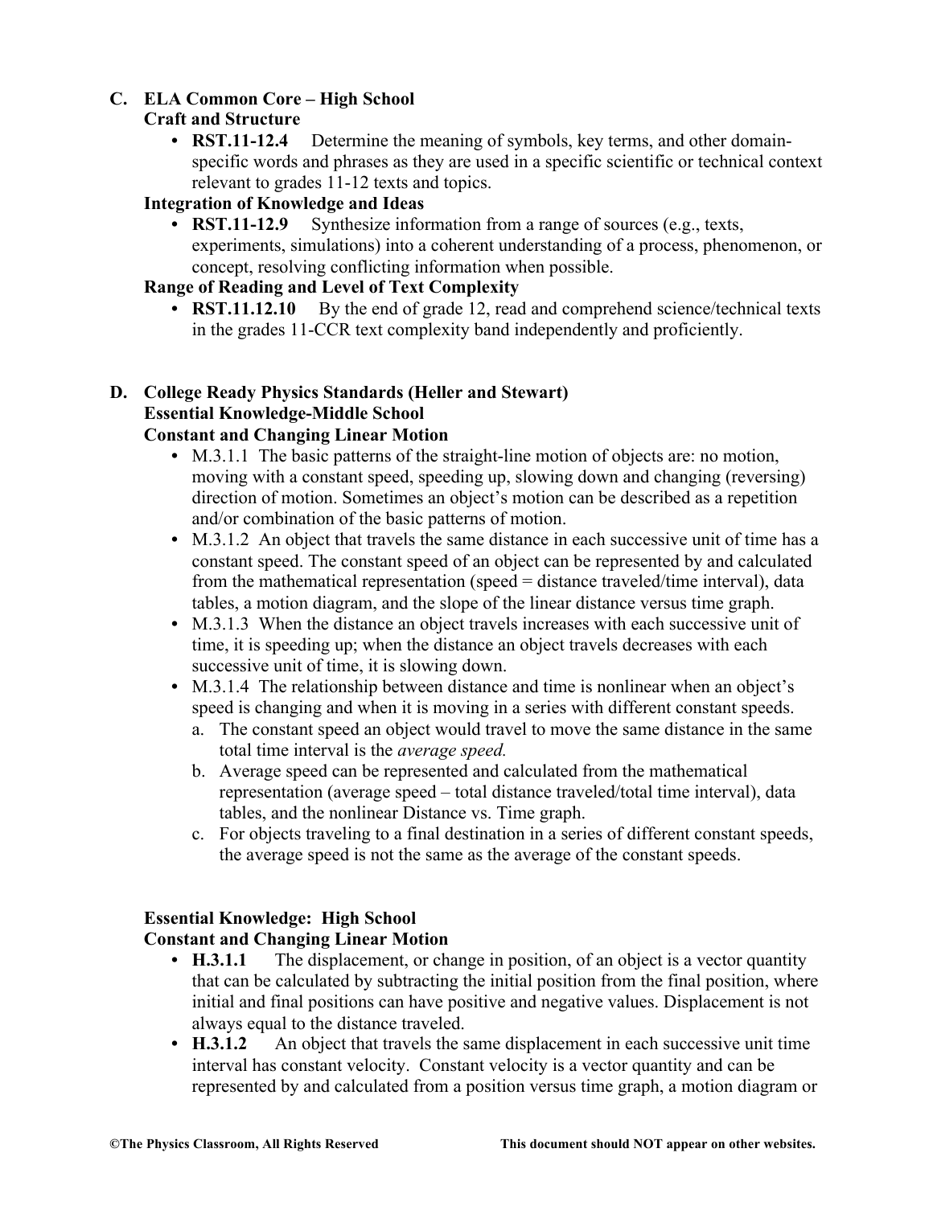## C. ELA Common Core – High School

### Craft and Structure

- **RST.11-12.4** Determine the meaning of symbols, key terms, and other domain-specific words and phrases as they are used in a specific scientific or technical context relevant to grades 11-12 texts and topics.

### Integration of Knowledge and Ideas

- **RST.11-12.9** Synthesize information from a range of sources (e.g., texts, experiments, simulations) into a coherent understanding of a process, phenomenon, or concept, resolving conflicting information when possible.

### Range of Reading and Level of Text Complexity

- **RST.11.12.10** By the end of grade 12, read and comprehend science/technical texts in the grades 11-CCR text complexity band independently and proficiently.

## D. College Ready Physics Standards (Heller and Stewart)

### Essential Knowledge-Middle School

### Constant and Changing Linear Motion

- M.3.1.1 The basic patterns of the straight-line motion of objects are: no motion, moving with a constant speed, speeding up, slowing down and changing (reversing) direction of motion. Sometimes an object's motion can be described as a repetition and/or combination of the basic patterns of motion.
- M.3.1.2 An object that travels the same distance in each successive unit of time has a constant speed. The constant speed of an object can be represented by and calculated from the mathematical representation (speed = distance traveled/time interval), data tables, a motion diagram, and the slope of the linear distance versus time graph.
- M.3.1.3 When the distance an object travels increases with each successive unit of time, it is speeding up; when the distance an object travels decreases with each successive unit of time, it is slowing down.
- M.3.1.4 The relationship between distance and time is nonlinear when an object's speed is changing and when it is moving in a series with different constant speeds.
  a. The constant speed an object would travel to move the same distance in the same total time interval is the *average speed.*
  b. Average speed can be represented and calculated from the mathematical representation (average speed – total distance traveled/total time interval), data tables, and the nonlinear Distance vs. Time graph.
  c. For objects traveling to a final destination in a series of different constant speeds, the average speed is not the same as the average of the constant speeds.

### Essential Knowledge: High School

### Constant and Changing Linear Motion

- **H.3.1.1** The displacement, or change in position, of an object is a vector quantity that can be calculated by subtracting the initial position from the final position, where initial and final positions can have positive and negative values. Displacement is not always equal to the distance traveled.
- **H.3.1.2** An object that travels the same displacement in each successive unit time interval has constant velocity. Constant velocity is a vector quantity and can be represented by and calculated from a position versus time graph, a motion diagram or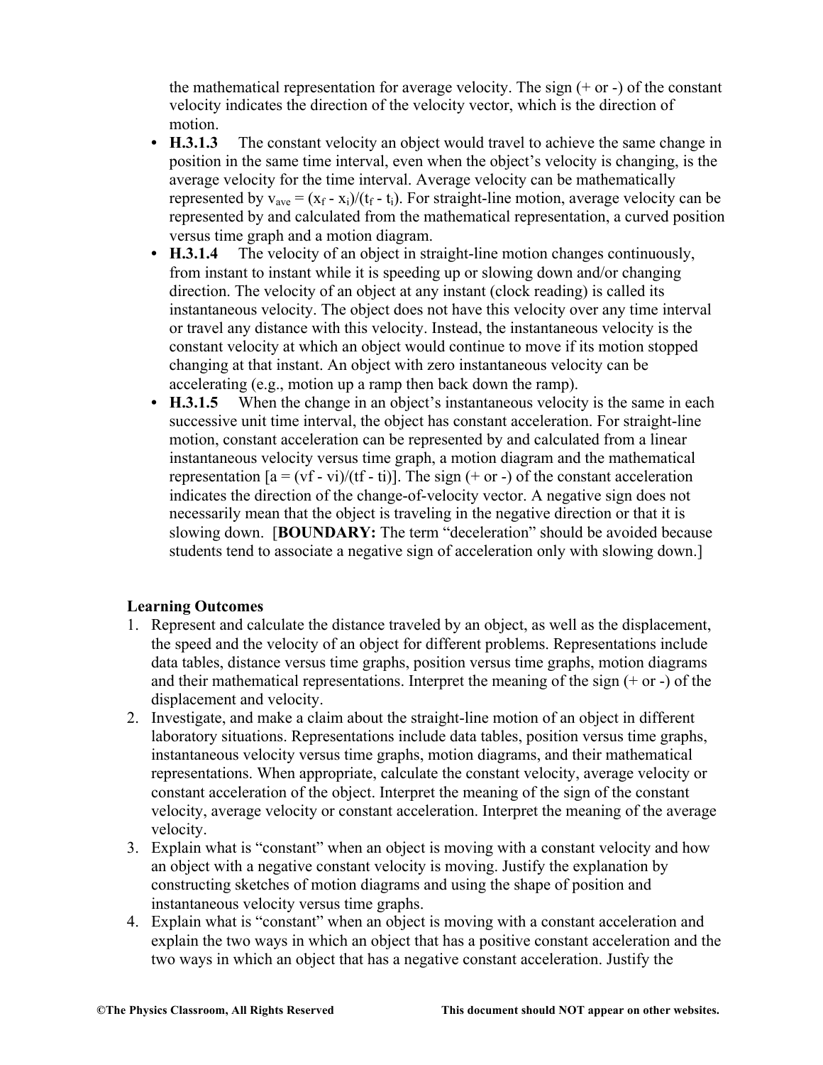the mathematical representation for average velocity. The sign (+ or -) of the constant velocity indicates the direction of the velocity vector, which is the direction of motion.

- **H.3.1.3** The constant velocity an object would travel to achieve the same change in position in the same time interval, even when the object's velocity is changing, is the average velocity for the time interval. Average velocity can be mathematically represented by $v_{ave} = (x_f - x_i)/(t_f - t_i)$. For straight-line motion, average velocity can be represented by and calculated from the mathematical representation, a curved position versus time graph and a motion diagram.
- **H.3.1.4** The velocity of an object in straight-line motion changes continuously, from instant to instant while it is speeding up or slowing down and/or changing direction. The velocity of an object at any instant (clock reading) is called its instantaneous velocity. The object does not have this velocity over any time interval or travel any distance with this velocity. Instead, the instantaneous velocity is the constant velocity at which an object would continue to move if its motion stopped changing at that instant. An object with zero instantaneous velocity can be accelerating (e.g., motion up a ramp then back down the ramp).
- **H.3.1.5** When the change in an object's instantaneous velocity is the same in each successive unit time interval, the object has constant acceleration. For straight-line motion, constant acceleration can be represented by and calculated from a linear instantaneous velocity versus time graph, a motion diagram and the mathematical representation [$a = (vf - vi)/(tf - ti)$]. The sign (+ or -) of the constant acceleration indicates the direction of the change-of-velocity vector. A negative sign does not necessarily mean that the object is traveling in the negative direction or that it is slowing down. [**BOUNDARY:** The term "deceleration" should be avoided because students tend to associate a negative sign of acceleration only with slowing down.]

**Learning Outcomes**

1. Represent and calculate the distance traveled by an object, as well as the displacement, the speed and the velocity of an object for different problems. Representations include data tables, distance versus time graphs, position versus time graphs, motion diagrams and their mathematical representations. Interpret the meaning of the sign (+ or -) of the displacement and velocity.
2. Investigate, and make a claim about the straight-line motion of an object in different laboratory situations. Representations include data tables, position versus time graphs, instantaneous velocity versus time graphs, motion diagrams, and their mathematical representations. When appropriate, calculate the constant velocity, average velocity or constant acceleration of the object. Interpret the meaning of the sign of the constant velocity, average velocity or constant acceleration. Interpret the meaning of the average velocity.
3. Explain what is "constant" when an object is moving with a constant velocity and how an object with a negative constant velocity is moving. Justify the explanation by constructing sketches of motion diagrams and using the shape of position and instantaneous velocity versus time graphs.
4. Explain what is "constant" when an object is moving with a constant acceleration and explain the two ways in which an object that has a positive constant acceleration and the two ways in which an object that has a negative constant acceleration. Justify the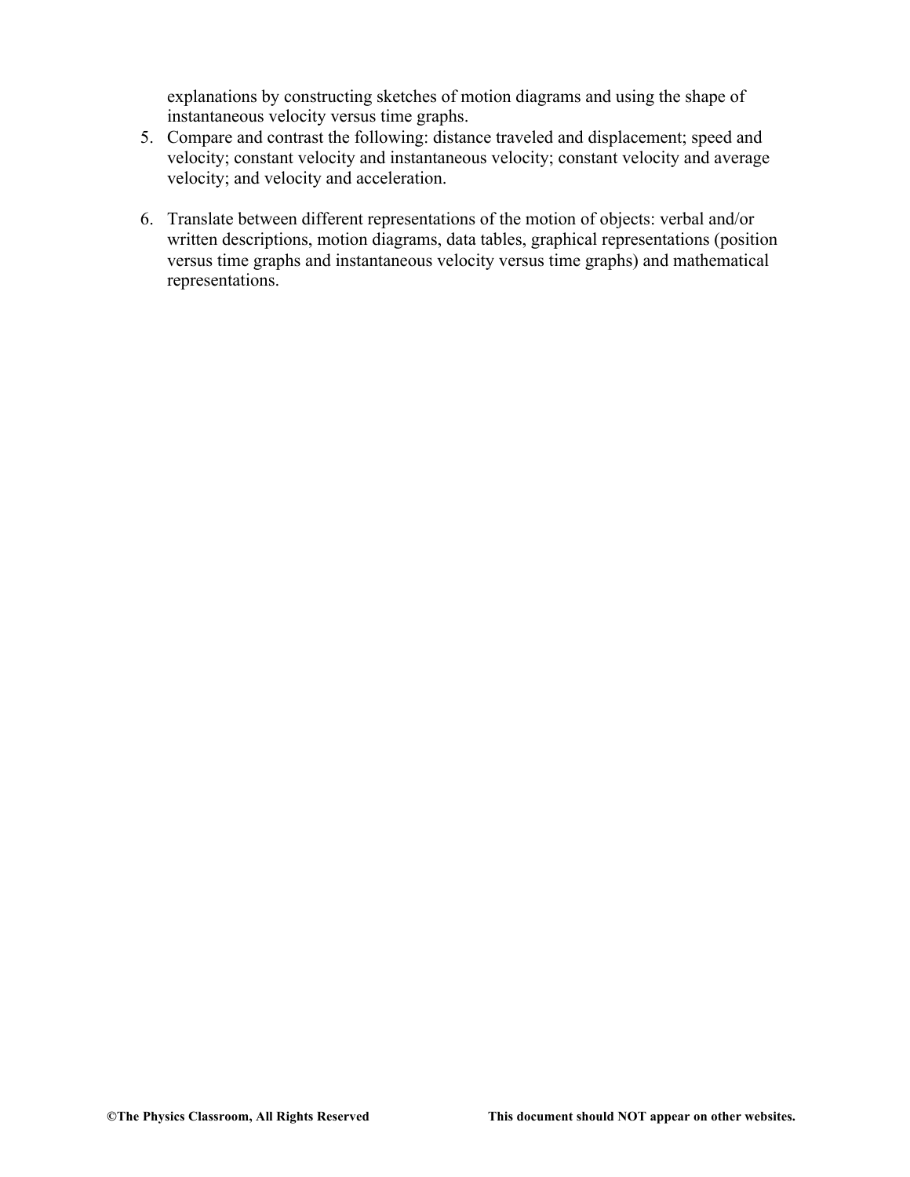explanations by constructing sketches of motion diagrams and using the shape of instantaneous velocity versus time graphs.

5. Compare and contrast the following: distance traveled and displacement; speed and velocity; constant velocity and instantaneous velocity; constant velocity and average velocity; and velocity and acceleration.

6. Translate between different representations of the motion of objects: verbal and/or written descriptions, motion diagrams, data tables, graphical representations (position versus time graphs and instantaneous velocity versus time graphs) and mathematical representations.